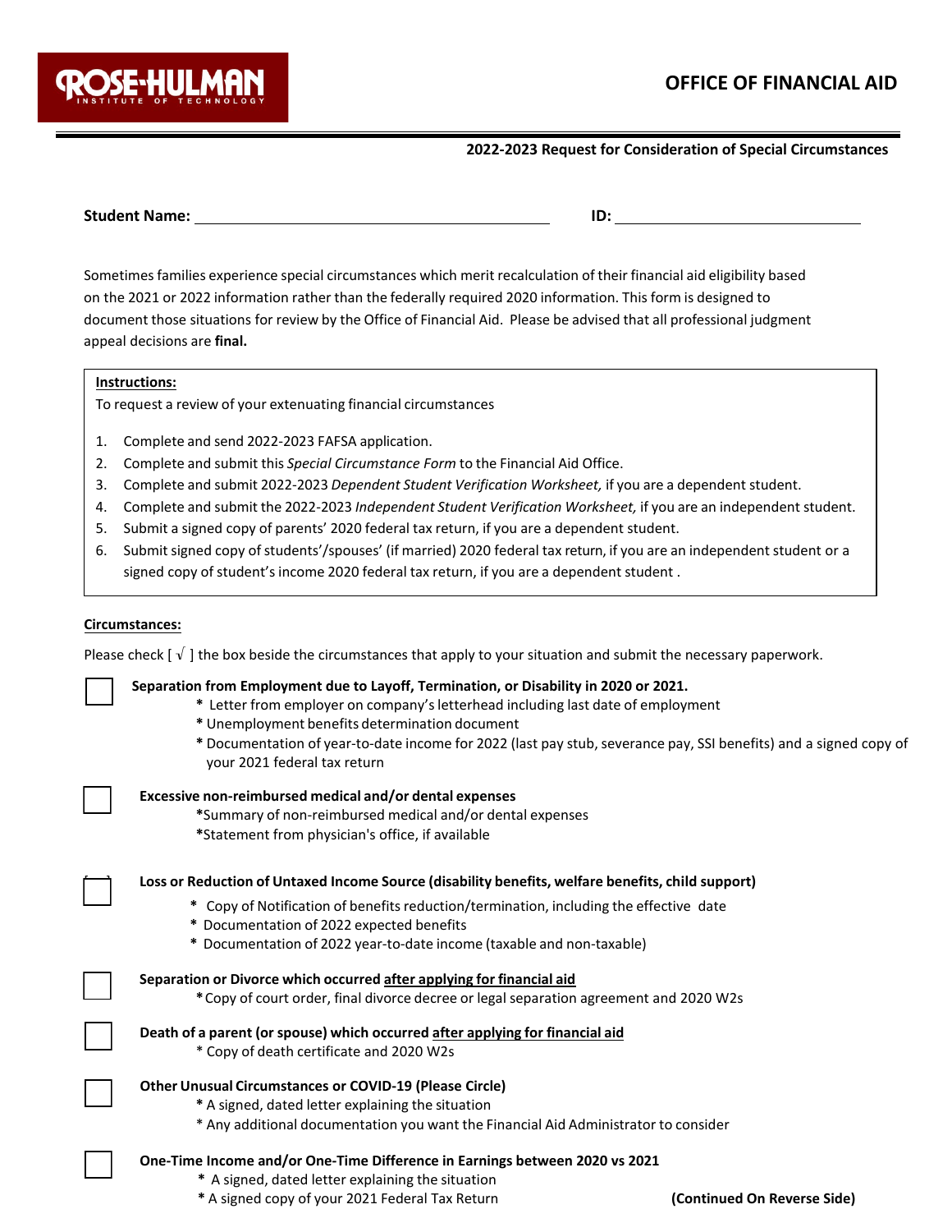ROSE-HULMAN INSTITUTE OF TECHNOLOGY

# OFFICE OF FINANCIAL AID

## 2022-2023 Request for Consideration of Special Circumstances

**Student Name:** ______________________________ **ID:** ____________________

Sometimes families experience special circumstances which merit recalculation of their financial aid eligibility based on the 2021 or 2022 information rather than the federally required 2020 information. This form is designed to document those situations for review by the Office of Financial Aid. Please be advised that all professional judgment appeal decisions are **final.**

**Instructions:**

To request a review of your extenuating financial circumstances

1. Complete and send 2022-2023 FAFSA application.
2. Complete and submit this *Special Circumstance Form* to the Financial Aid Office.
3. Complete and submit 2022-2023 *Dependent Student Verification Worksheet,* if you are a dependent student.
4. Complete and submit the 2022-2023 *Independent Student Verification Worksheet,* if you are an independent student.
5. Submit a signed copy of parents' 2020 federal tax return, if you are a dependent student.
6. Submit signed copy of students'/spouses' (if married) 2020 federal tax return, if you are an independent student or a signed copy of student's income 2020 federal tax return, if you are a dependent student .

**Circumstances:**

Please check [ √ ] the box beside the circumstances that apply to your situation and submit the necessary paperwork.

☐ **Separation from Employment due to Layoff, Termination, or Disability in 2020 or 2021.**
- * Letter from employer on company's letterhead including last date of employment
- * Unemployment benefits determination document
- * Documentation of year-to-date income for 2022 (last pay stub, severance pay, SSI benefits) and a signed copy of your 2021 federal tax return

☐ **Excessive non-reimbursed medical and/or dental expenses**
- *Summary of non-reimbursed medical and/or dental expenses
- *Statement from physician's office, if available

☐ **Loss or Reduction of Untaxed Income Source (disability benefits, welfare benefits, child support)**
- * Copy of Notification of benefits reduction/termination, including the effective date
- * Documentation of 2022 expected benefits
- * Documentation of 2022 year-to-date income (taxable and non-taxable)

☐ **Separation or Divorce which occurred <u>after applying for financial aid</u>**
- * Copy of court order, final divorce decree or legal separation agreement and 2020 W2s

☐ **Death of a parent (or spouse) which occurred <u>after applying for financial aid</u>**
- * Copy of death certificate and 2020 W2s

☐ **Other Unusual Circumstances or COVID-19 (Please Circle)**
- * A signed, dated letter explaining the situation
- * Any additional documentation you want the Financial Aid Administrator to consider

☐ **One-Time Income and/or One-Time Difference in Earnings between 2020 vs 2021**
- * A signed, dated letter explaining the situation
- * A signed copy of your 2021 Federal Tax Return

**(Continued On Reverse Side)**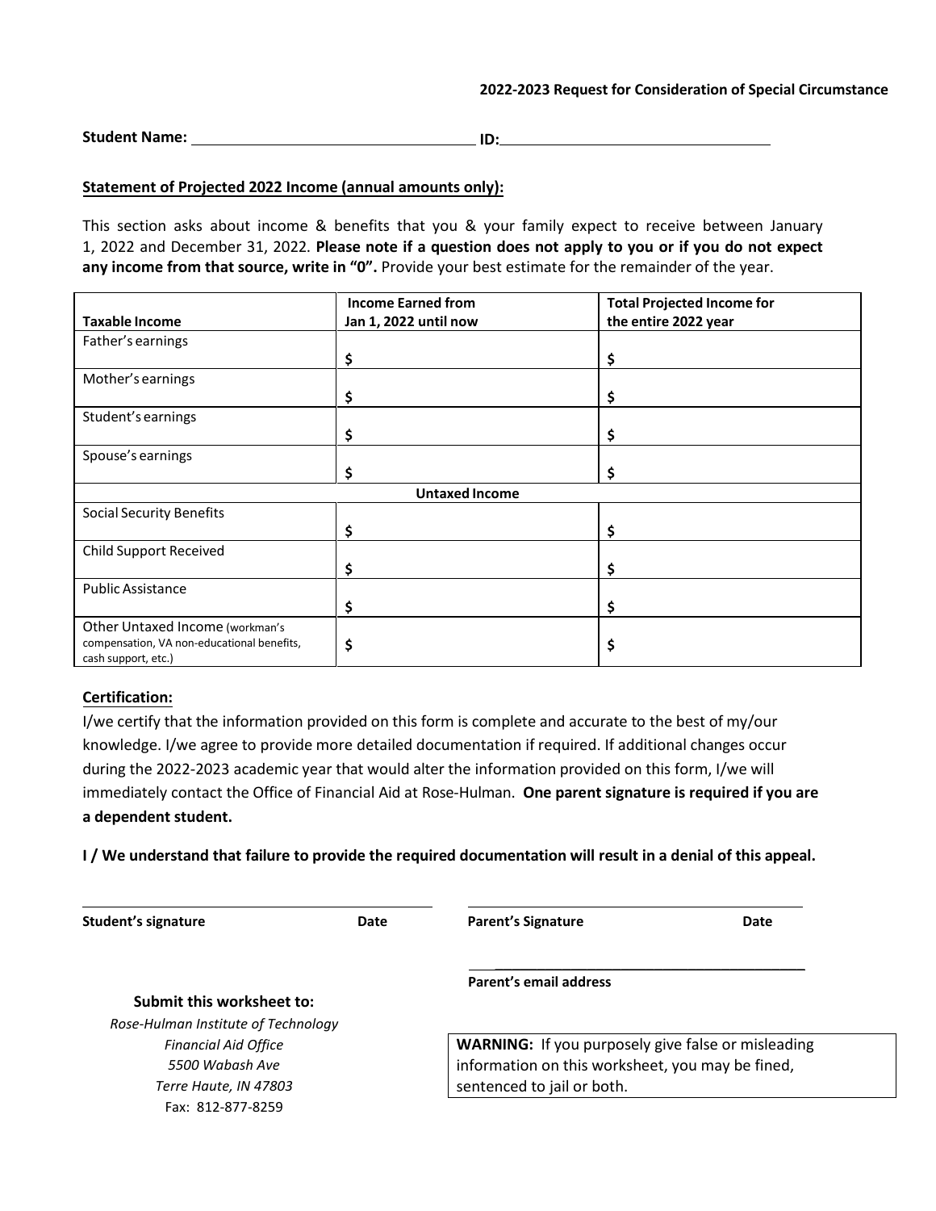**2022-2023 Request for Consideration of Special Circumstance**

**Student Name:** ______________________________ **ID:** ______________________________

**Statement of Projected 2022 Income (annual amounts only):**

This section asks about income & benefits that you & your family expect to receive between January 1, 2022 and December 31, 2022. **Please note if a question does not apply to you or if you do not expect any income from that source, write in "0".** Provide your best estimate for the remainder of the year.

| Taxable Income | Income Earned from Jan 1, 2022 until now | Total Projected Income for the entire 2022 year |
|---|---|---|
| Father's earnings | $ | $ |
| Mother's earnings | $ | $ |
| Student's earnings | $ | $ |
| Spouse's earnings | $ | $ |
| **Untaxed Income** | | |
| Social Security Benefits | $ | $ |
| Child Support Received | $ | $ |
| Public Assistance | $ | $ |
| Other Untaxed Income (workman's compensation, VA non-educational benefits, cash support, etc.) | $ | $ |

**Certification:**

I/we certify that the information provided on this form is complete and accurate to the best of my/our knowledge. I/we agree to provide more detailed documentation if required. If additional changes occur during the 2022-2023 academic year that would alter the information provided on this form, I/we will immediately contact the Office of Financial Aid at Rose-Hulman. **One parent signature is required if you are a dependent student.**

**I / We understand that failure to provide the required documentation will result in a denial of this appeal.**

______________________________ ______________________________

**Student's signature** **Date** **Parent's Signature** **Date**

______________________________

**Parent's email address**

**Submit this worksheet to:**

*Rose-Hulman Institute of Technology*
*Financial Aid Office*
*5500 Wabash Ave*
*Terre Haute, IN 47803*
Fax: 812-877-8259

**WARNING:** If you purposely give false or misleading information on this worksheet, you may be fined, sentenced to jail or both.